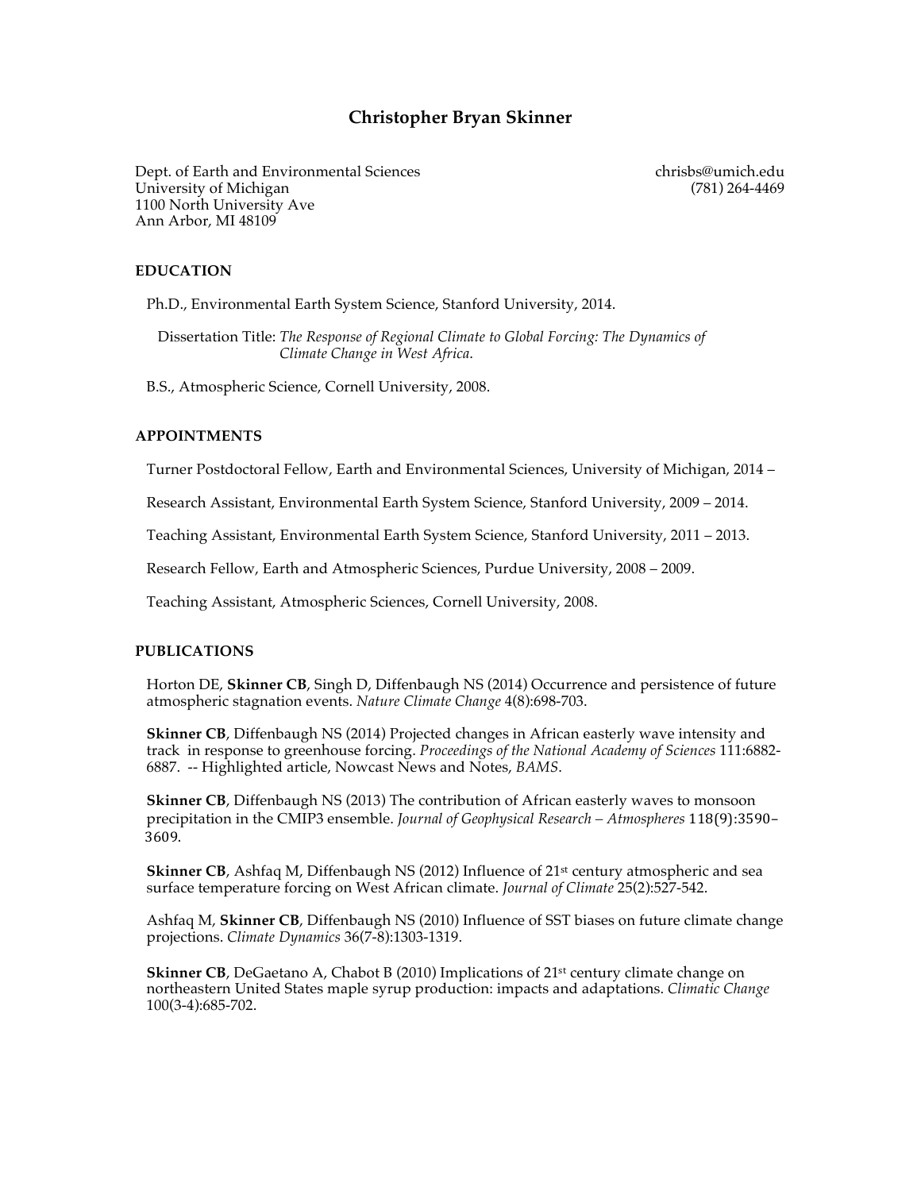# Christopher Bryan Skinner

Dept. of Earth and Environmental Sciences
University of Michigan
1100 North University Ave
Ann Arbor, MI 48109

chrisbs@umich.edu
(781) 264-4469

## EDUCATION

Ph.D., Environmental Earth System Science, Stanford University, 2014.

Dissertation Title: *The Response of Regional Climate to Global Forcing: The Dynamics of Climate Change in West Africa*.

B.S., Atmospheric Science, Cornell University, 2008.

## APPOINTMENTS

Turner Postdoctoral Fellow, Earth and Environmental Sciences, University of Michigan, 2014 –

Research Assistant, Environmental Earth System Science, Stanford University, 2009 – 2014.

Teaching Assistant, Environmental Earth System Science, Stanford University, 2011 – 2013.

Research Fellow, Earth and Atmospheric Sciences, Purdue University, 2008 – 2009.

Teaching Assistant, Atmospheric Sciences, Cornell University, 2008.

## PUBLICATIONS

Horton DE, **Skinner CB**, Singh D, Diffenbaugh NS (2014) Occurrence and persistence of future atmospheric stagnation events. *Nature Climate Change* 4(8):698-703.

**Skinner CB**, Diffenbaugh NS (2014) Projected changes in African easterly wave intensity and track in response to greenhouse forcing. *Proceedings of the National Academy of Sciences* 111:6882-6887. -- Highlighted article, Nowcast News and Notes, *BAMS*.

**Skinner CB**, Diffenbaugh NS (2013) The contribution of African easterly waves to monsoon precipitation in the CMIP3 ensemble. *Journal of Geophysical Research – Atmospheres* 118(9):3590–3609.

**Skinner CB**, Ashfaq M, Diffenbaugh NS (2012) Influence of 21st century atmospheric and sea surface temperature forcing on West African climate. *Journal of Climate* 25(2):527-542.

Ashfaq M, **Skinner CB**, Diffenbaugh NS (2010) Influence of SST biases on future climate change projections. *Climate Dynamics* 36(7-8):1303-1319.

**Skinner CB**, DeGaetano A, Chabot B (2010) Implications of 21st century climate change on northeastern United States maple syrup production: impacts and adaptations. *Climatic Change* 100(3-4):685-702.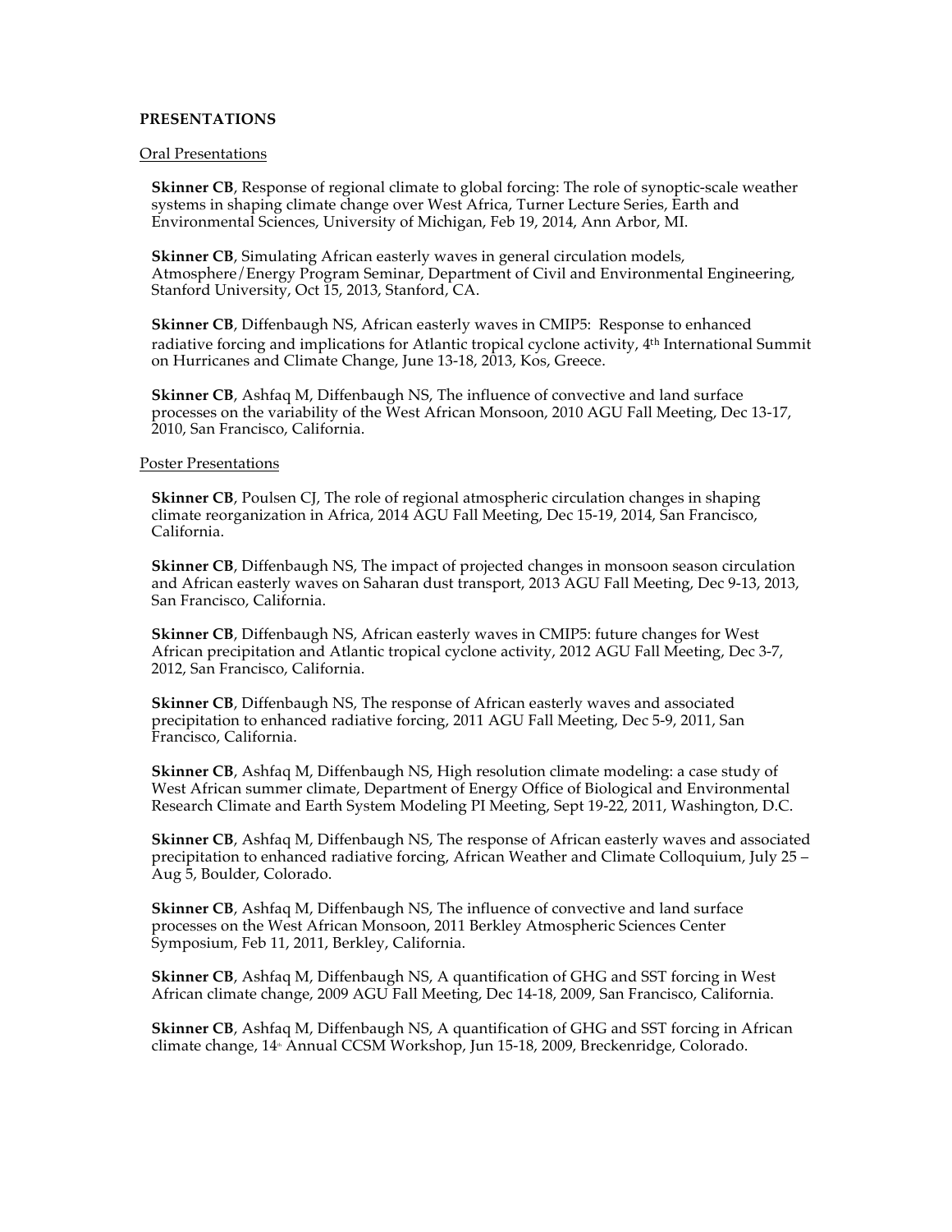## PRESENTATIONS

### Oral Presentations

**Skinner CB**, Response of regional climate to global forcing: The role of synoptic-scale weather systems in shaping climate change over West Africa, Turner Lecture Series, Earth and Environmental Sciences, University of Michigan, Feb 19, 2014, Ann Arbor, MI.

**Skinner CB**, Simulating African easterly waves in general circulation models, Atmosphere/Energy Program Seminar, Department of Civil and Environmental Engineering, Stanford University, Oct 15, 2013, Stanford, CA.

**Skinner CB**, Diffenbaugh NS, African easterly waves in CMIP5: Response to enhanced radiative forcing and implications for Atlantic tropical cyclone activity, 4th International Summit on Hurricanes and Climate Change, June 13-18, 2013, Kos, Greece.

**Skinner CB**, Ashfaq M, Diffenbaugh NS, The influence of convective and land surface processes on the variability of the West African Monsoon, 2010 AGU Fall Meeting, Dec 13-17, 2010, San Francisco, California.

### Poster Presentations

**Skinner CB**, Poulsen CJ, The role of regional atmospheric circulation changes in shaping climate reorganization in Africa, 2014 AGU Fall Meeting, Dec 15-19, 2014, San Francisco, California.

**Skinner CB**, Diffenbaugh NS, The impact of projected changes in monsoon season circulation and African easterly waves on Saharan dust transport, 2013 AGU Fall Meeting, Dec 9-13, 2013, San Francisco, California.

**Skinner CB**, Diffenbaugh NS, African easterly waves in CMIP5: future changes for West African precipitation and Atlantic tropical cyclone activity, 2012 AGU Fall Meeting, Dec 3-7, 2012, San Francisco, California.

**Skinner CB**, Diffenbaugh NS, The response of African easterly waves and associated precipitation to enhanced radiative forcing, 2011 AGU Fall Meeting, Dec 5-9, 2011, San Francisco, California.

**Skinner CB**, Ashfaq M, Diffenbaugh NS, High resolution climate modeling: a case study of West African summer climate, Department of Energy Office of Biological and Environmental Research Climate and Earth System Modeling PI Meeting, Sept 19-22, 2011, Washington, D.C.

**Skinner CB**, Ashfaq M, Diffenbaugh NS, The response of African easterly waves and associated precipitation to enhanced radiative forcing, African Weather and Climate Colloquium, July 25 – Aug 5, Boulder, Colorado.

**Skinner CB**, Ashfaq M, Diffenbaugh NS, The influence of convective and land surface processes on the West African Monsoon, 2011 Berkley Atmospheric Sciences Center Symposium, Feb 11, 2011, Berkley, California.

**Skinner CB**, Ashfaq M, Diffenbaugh NS, A quantification of GHG and SST forcing in West African climate change, 2009 AGU Fall Meeting, Dec 14-18, 2009, San Francisco, California.

**Skinner CB**, Ashfaq M, Diffenbaugh NS, A quantification of GHG and SST forcing in African climate change, 14th Annual CCSM Workshop, Jun 15-18, 2009, Breckenridge, Colorado.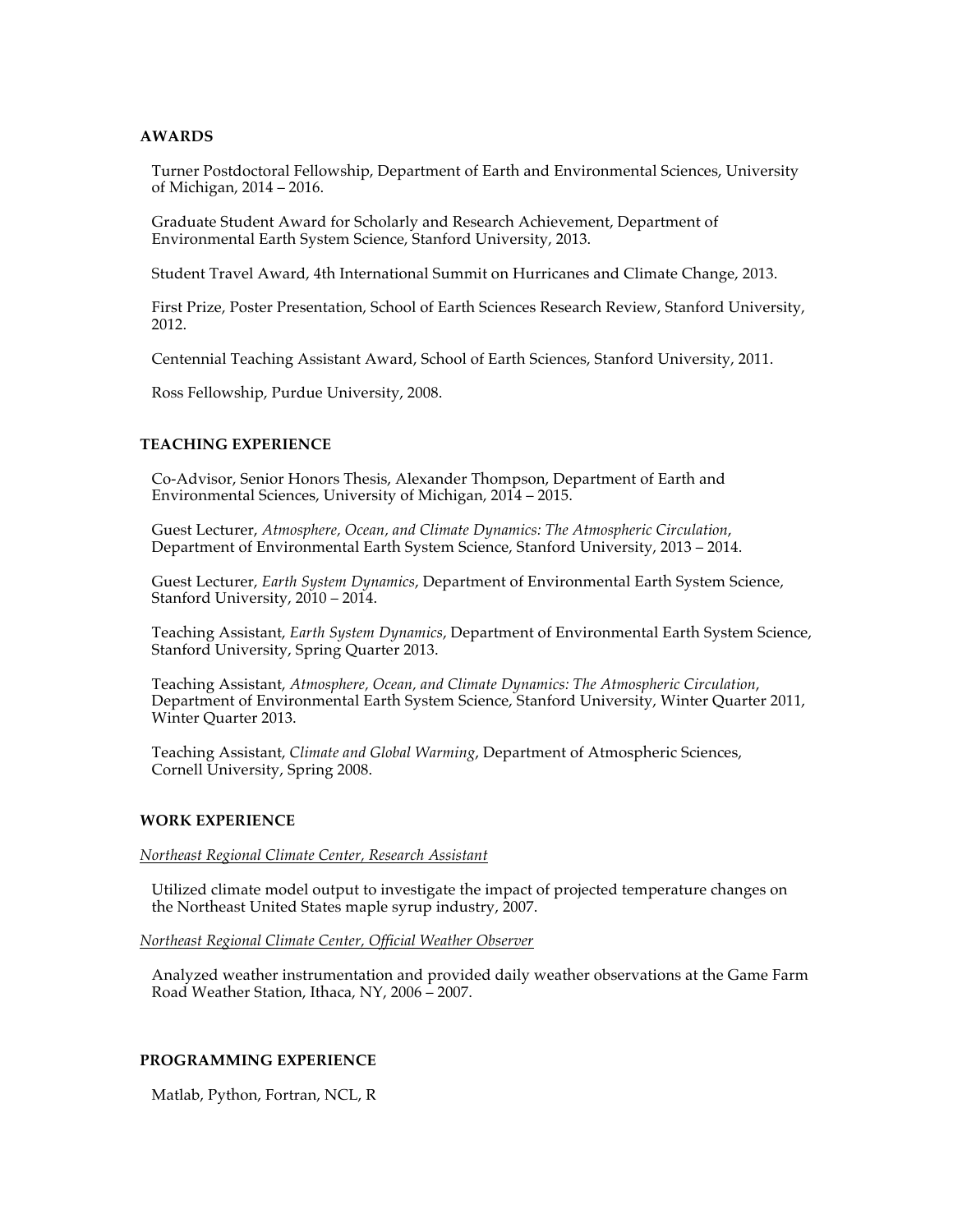## AWARDS

Turner Postdoctoral Fellowship, Department of Earth and Environmental Sciences, University of Michigan, 2014 – 2016.

Graduate Student Award for Scholarly and Research Achievement, Department of Environmental Earth System Science, Stanford University, 2013.

Student Travel Award, 4th International Summit on Hurricanes and Climate Change, 2013.

First Prize, Poster Presentation, School of Earth Sciences Research Review, Stanford University, 2012.

Centennial Teaching Assistant Award, School of Earth Sciences, Stanford University, 2011.

Ross Fellowship, Purdue University, 2008.

## TEACHING EXPERIENCE

Co-Advisor, Senior Honors Thesis, Alexander Thompson, Department of Earth and Environmental Sciences, University of Michigan, 2014 – 2015.

Guest Lecturer, *Atmosphere, Ocean, and Climate Dynamics: The Atmospheric Circulation*, Department of Environmental Earth System Science, Stanford University, 2013 – 2014.

Guest Lecturer, *Earth System Dynamics*, Department of Environmental Earth System Science, Stanford University, 2010 – 2014.

Teaching Assistant, *Earth System Dynamics*, Department of Environmental Earth System Science, Stanford University, Spring Quarter 2013.

Teaching Assistant, *Atmosphere, Ocean, and Climate Dynamics: The Atmospheric Circulation*, Department of Environmental Earth System Science, Stanford University, Winter Quarter 2011, Winter Quarter 2013.

Teaching Assistant, *Climate and Global Warming*, Department of Atmospheric Sciences, Cornell University, Spring 2008.

## WORK EXPERIENCE

*Northeast Regional Climate Center, Research Assistant*

Utilized climate model output to investigate the impact of projected temperature changes on the Northeast United States maple syrup industry, 2007.

*Northeast Regional Climate Center, Official Weather Observer*

Analyzed weather instrumentation and provided daily weather observations at the Game Farm Road Weather Station, Ithaca, NY, 2006 – 2007.

## PROGRAMMING EXPERIENCE

Matlab, Python, Fortran, NCL, R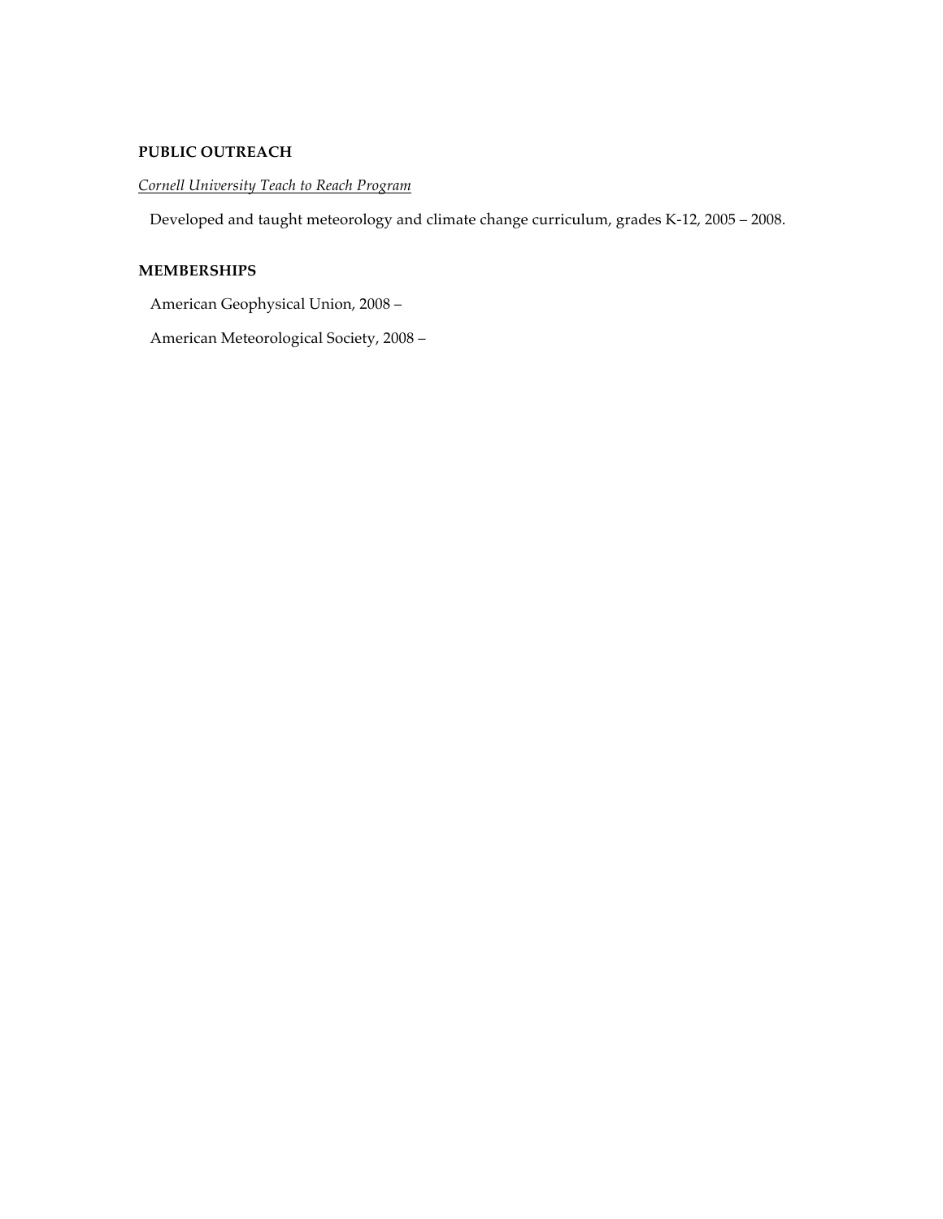**PUBLIC OUTREACH**

*Cornell University Teach to Reach Program*

Developed and taught meteorology and climate change curriculum, grades K-12, 2005 – 2008.

**MEMBERSHIPS**

American Geophysical Union, 2008 –

American Meteorological Society, 2008 –